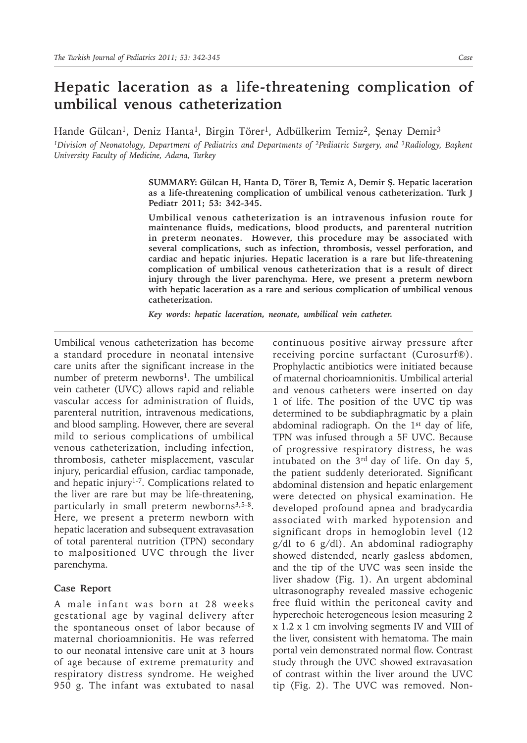# Hepatic laceration as a life-threatening complication of umbilical venous catheterization

Hande Gülcan[1], Deniz Hanta[1], Birgin Törer[1], Adbülkerim Temiz[2], Şenay Demir[3]

[1]Division of Neonatology, Department of Pediatrics and Departments of [2]Pediatric Surgery, and [3]Radiology, Başkent University Faculty of Medicine, Adana, Turkey

**SUMMARY: Gülcan H, Hanta D, Törer B, Temiz A, Demir Ş. Hepatic laceration as a life-threatening complication of umbilical venous catheterization. Turk J Pediatr 2011; 53: 342-345.**

**Umbilical venous catheterization is an intravenous infusion route for maintenance fluids, medications, blood products, and parenteral nutrition in preterm neonates. However, this procedure may be associated with several complications, such as infection, thrombosis, vessel perforation, and cardiac and hepatic injuries. Hepatic laceration is a rare but life-threatening complication of umbilical venous catheterization that is a result of direct injury through the liver parenchyma. Here, we present a preterm newborn with hepatic laceration as a rare and serious complication of umbilical venous catheterization.**

***Key words: hepatic laceration, neonate, umbilical vein catheter.***

Umbilical venous catheterization has become a standard procedure in neonatal intensive care units after the significant increase in the number of preterm newborns[1]. The umbilical vein catheter (UVC) allows rapid and reliable vascular access for administration of fluids, parenteral nutrition, intravenous medications, and blood sampling. However, there are several mild to serious complications of umbilical venous catheterization, including infection, thrombosis, catheter misplacement, vascular injury, pericardial effusion, cardiac tamponade, and hepatic injury[1-7]. Complications related to the liver are rare but may be life-threatening, particularly in small preterm newborns[3,5-8]. Here, we present a preterm newborn with hepatic laceration and subsequent extravasation of total parenteral nutrition (TPN) secondary to malpositioned UVC through the liver parenchyma.

## Case Report

A male infant was born at 28 weeks gestational age by vaginal delivery after the spontaneous onset of labor because of maternal chorioamnionitis. He was referred to our neonatal intensive care unit at 3 hours of age because of extreme prematurity and respiratory distress syndrome. He weighed 950 g. The infant was extubated to nasal continuous positive airway pressure after receiving porcine surfactant (Curosurf®). Prophylactic antibiotics were initiated because of maternal chorioamnionitis. Umbilical arterial and venous catheters were inserted on day 1 of life. The position of the UVC tip was determined to be subdiaphragmatic by a plain abdominal radiograph. On the 1st day of life, TPN was infused through a 5F UVC. Because of progressive respiratory distress, he was intubated on the 3rd day of life. On day 5, the patient suddenly deteriorated. Significant abdominal distension and hepatic enlargement were detected on physical examination. He developed profound apnea and bradycardia associated with marked hypotension and significant drops in hemoglobin level (12 g/dl to 6 g/dl). An abdominal radiography showed distended, nearly gasless abdomen, and the tip of the UVC was seen inside the liver shadow (Fig. 1). An urgent abdominal ultrasonography revealed massive echogenic free fluid within the peritoneal cavity and hyperechoic heterogeneous lesion measuring 2 x 1.2 x 1 cm involving segments IV and VIII of the liver, consistent with hematoma. The main portal vein demonstrated normal flow. Contrast study through the UVC showed extravasation of contrast within the liver around the UVC tip (Fig. 2). The UVC was removed. Non-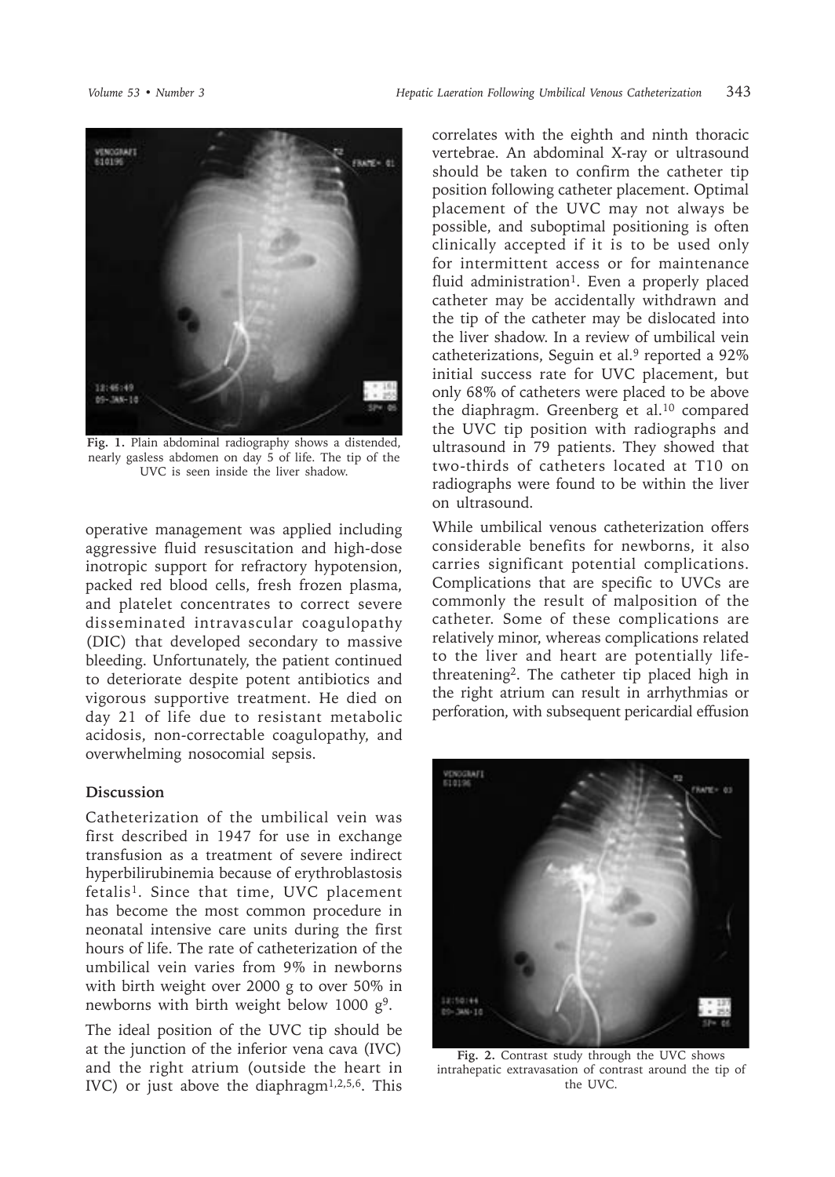**Fig. 1.** Plain abdominal radiography shows a distended, nearly gasless abdomen on day 5 of life. The tip of the UVC is seen inside the liver shadow.

operative management was applied including aggressive fluid resuscitation and high-dose inotropic support for refractory hypotension, packed red blood cells, fresh frozen plasma, and platelet concentrates to correct severe disseminated intravascular coagulopathy (DIC) that developed secondary to massive bleeding. Unfortunately, the patient continued to deteriorate despite potent antibiotics and vigorous supportive treatment. He died on day 21 of life due to resistant metabolic acidosis, non-correctable coagulopathy, and overwhelming nosocomial sepsis.

## Discussion

Catheterization of the umbilical vein was first described in 1947 for use in exchange transfusion as a treatment of severe indirect hyperbilirubinemia because of erythroblastosis fetalis[1]. Since that time, UVC placement has become the most common procedure in neonatal intensive care units during the first hours of life. The rate of catheterization of the umbilical vein varies from 9% in newborns with birth weight over 2000 g to over 50% in newborns with birth weight below 1000 g[9].

The ideal position of the UVC tip should be at the junction of the inferior vena cava (IVC) and the right atrium (outside the heart in IVC) or just above the diaphragm[1,2,5,6]. This correlates with the eighth and ninth thoracic vertebrae. An abdominal X-ray or ultrasound should be taken to confirm the catheter tip position following catheter placement. Optimal placement of the UVC may not always be possible, and suboptimal positioning is often clinically accepted if it is to be used only for intermittent access or for maintenance fluid administration[1]. Even a properly placed catheter may be accidentally withdrawn and the tip of the catheter may be dislocated into the liver shadow. In a review of umbilical vein catheterizations, Seguin et al.[9] reported a 92% initial success rate for UVC placement, but only 68% of catheters were placed to be above the diaphragm. Greenberg et al.[10] compared the UVC tip position with radiographs and ultrasound in 79 patients. They showed that two-thirds of catheters located at T10 on radiographs were found to be within the liver on ultrasound.

While umbilical venous catheterization offers considerable benefits for newborns, it also carries significant potential complications. Complications that are specific to UVCs are commonly the result of malposition of the catheter. Some of these complications are relatively minor, whereas complications related to the liver and heart are potentially life-threatening[2]. The catheter tip placed high in the right atrium can result in arrhythmias or perforation, with subsequent pericardial effusion

**Fig. 2.** Contrast study through the UVC shows intrahepatic extravasation of contrast around the tip of the UVC.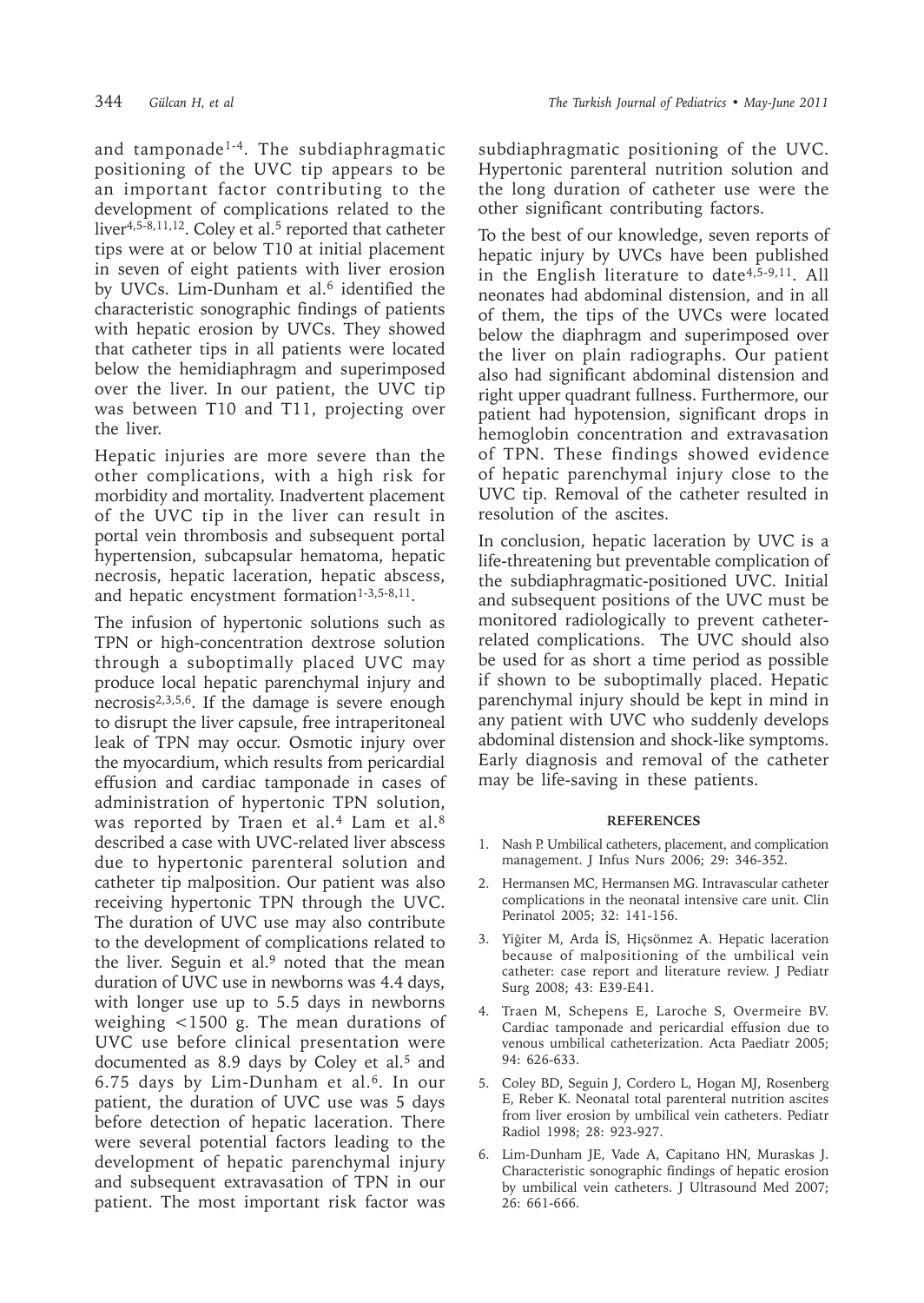and tamponade[1-4]. The subdiaphragmatic positioning of the UVC tip appears to be an important factor contributing to the development of complications related to the liver[4,5-8,11,12]. Coley et al.[5] reported that catheter tips were at or below T10 at initial placement in seven of eight patients with liver erosion by UVCs. Lim-Dunham et al.[6] identified the characteristic sonographic findings of patients with hepatic erosion by UVCs. They showed that catheter tips in all patients were located below the hemidiaphragm and superimposed over the liver. In our patient, the UVC tip was between T10 and T11, projecting over the liver.

Hepatic injuries are more severe than the other complications, with a high risk for morbidity and mortality. Inadvertent placement of the UVC tip in the liver can result in portal vein thrombosis and subsequent portal hypertension, subcapsular hematoma, hepatic necrosis, hepatic laceration, hepatic abscess, and hepatic encystment formation[1-3,5-8,11].

The infusion of hypertonic solutions such as TPN or high-concentration dextrose solution through a suboptimally placed UVC may produce local hepatic parenchymal injury and necrosis[2,3,5,6]. If the damage is severe enough to disrupt the liver capsule, free intraperitoneal leak of TPN may occur. Osmotic injury over the myocardium, which results from pericardial effusion and cardiac tamponade in cases of administration of hypertonic TPN solution, was reported by Traen et al.[4] Lam et al.[8] described a case with UVC-related liver abscess due to hypertonic parenteral solution and catheter tip malposition. Our patient was also receiving hypertonic TPN through the UVC. The duration of UVC use may also contribute to the development of complications related to the liver. Seguin et al.[9] noted that the mean duration of UVC use in newborns was 4.4 days, with longer use up to 5.5 days in newborns weighing <1500 g. The mean durations of UVC use before clinical presentation were documented as 8.9 days by Coley et al.[5] and 6.75 days by Lim-Dunham et al.[6]. In our patient, the duration of UVC use was 5 days before detection of hepatic laceration. There were several potential factors leading to the development of hepatic parenchymal injury and subsequent extravasation of TPN in our patient. The most important risk factor was subdiaphragmatic positioning of the UVC. Hypertonic parenteral nutrition solution and the long duration of catheter use were the other significant contributing factors.

To the best of our knowledge, seven reports of hepatic injury by UVCs have been published in the English literature to date[4,5-9,11]. All neonates had abdominal distension, and in all of them, the tips of the UVCs were located below the diaphragm and superimposed over the liver on plain radiographs. Our patient also had significant abdominal distension and right upper quadrant fullness. Furthermore, our patient had hypotension, significant drops in hemoglobin concentration and extravasation of TPN. These findings showed evidence of hepatic parenchymal injury close to the UVC tip. Removal of the catheter resulted in resolution of the ascites.

In conclusion, hepatic laceration by UVC is a life-threatening but preventable complication of the subdiaphragmatic-positioned UVC. Initial and subsequent positions of the UVC must be monitored radiologically to prevent catheter-related complications. The UVC should also be used for as short a time period as possible if shown to be suboptimally placed. Hepatic parenchymal injury should be kept in mind in any patient with UVC who suddenly develops abdominal distension and shock-like symptoms. Early diagnosis and removal of the catheter may be life-saving in these patients.

## REFERENCES

1. Nash P. Umbilical catheters, placement, and complication management. J Infus Nurs 2006; 29: 346-352.
2. Hermansen MC, Hermansen MG. Intravascular catheter complications in the neonatal intensive care unit. Clin Perinatol 2005; 32: 141-156.
3. Yiğiter M, Arda İS, Hiçsönmez A. Hepatic laceration because of malpositioning of the umbilical vein catheter: case report and literature review. J Pediatr Surg 2008; 43: E39-E41.
4. Traen M, Schepens E, Laroche S, Overmeire BV. Cardiac tamponade and pericardial effusion due to venous umbilical catheterization. Acta Paediatr 2005; 94: 626-633.
5. Coley BD, Seguin J, Cordero L, Hogan MJ, Rosenberg E, Reber K. Neonatal total parenteral nutrition ascites from liver erosion by umbilical vein catheters. Pediatr Radiol 1998; 28: 923-927.
6. Lim-Dunham JE, Vade A, Capitano HN, Muraskas J. Characteristic sonographic findings of hepatic erosion by umbilical vein catheters. J Ultrasound Med 2007; 26: 661-666.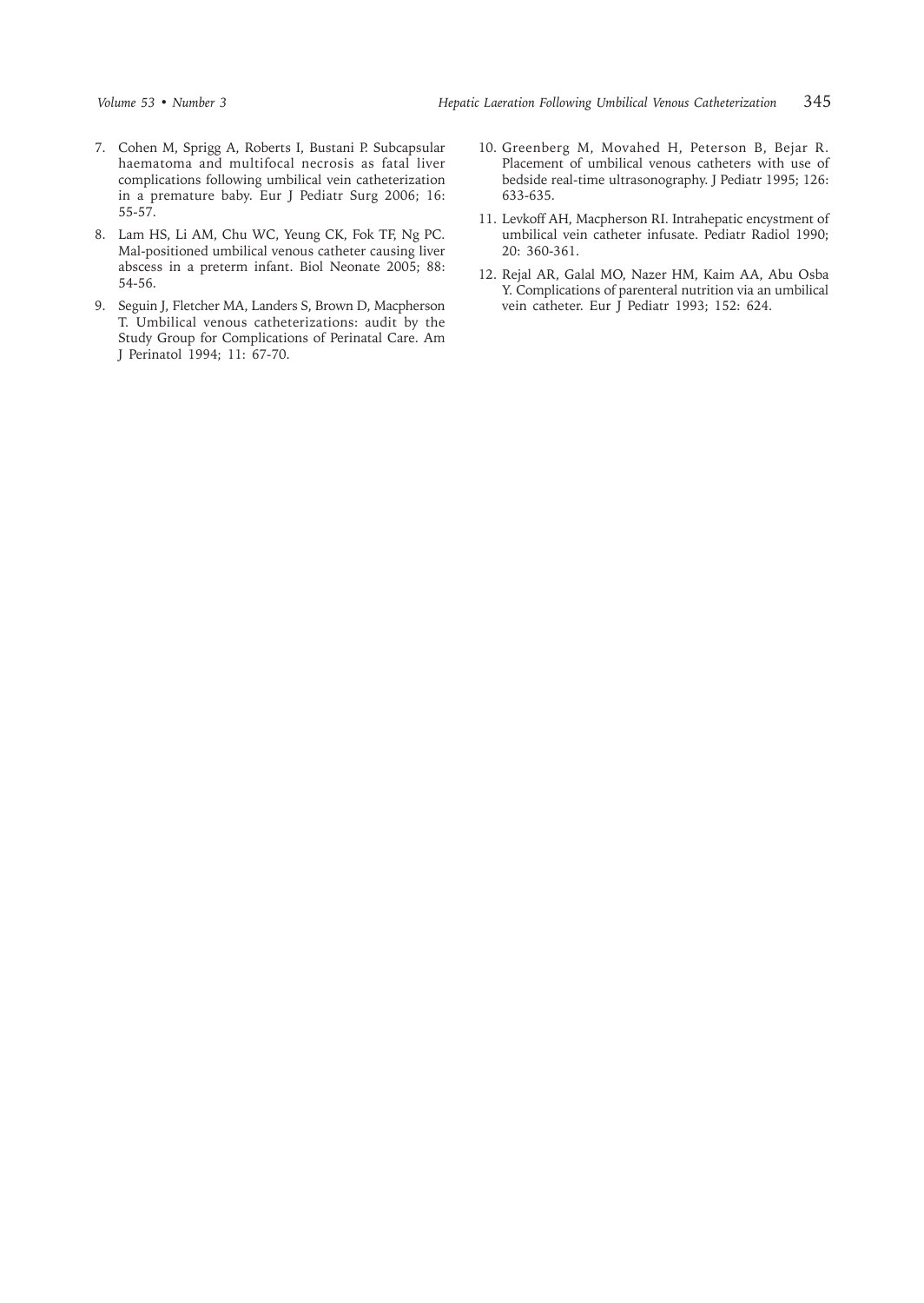7. Cohen M, Sprigg A, Roberts I, Bustani P. Subcapsular haematoma and multifocal necrosis as fatal liver complications following umbilical vein catheterization in a premature baby. Eur J Pediatr Surg 2006; 16: 55-57.
8. Lam HS, Li AM, Chu WC, Yeung CK, Fok TF, Ng PC. Mal-positioned umbilical venous catheter causing liver abscess in a preterm infant. Biol Neonate 2005; 88: 54-56.
9. Seguin J, Fletcher MA, Landers S, Brown D, Macpherson T. Umbilical venous catheterizations: audit by the Study Group for Complications of Perinatal Care. Am J Perinatol 1994; 11: 67-70.
10. Greenberg M, Movahed H, Peterson B, Bejar R. Placement of umbilical venous catheters with use of bedside real-time ultrasonography. J Pediatr 1995; 126: 633-635.
11. Levkoff AH, Macpherson RI. Intrahepatic encystment of umbilical vein catheter infusate. Pediatr Radiol 1990; 20: 360-361.
12. Rejal AR, Galal MO, Nazer HM, Kaim AA, Abu Osba Y. Complications of parenteral nutrition via an umbilical vein catheter. Eur J Pediatr 1993; 152: 624.